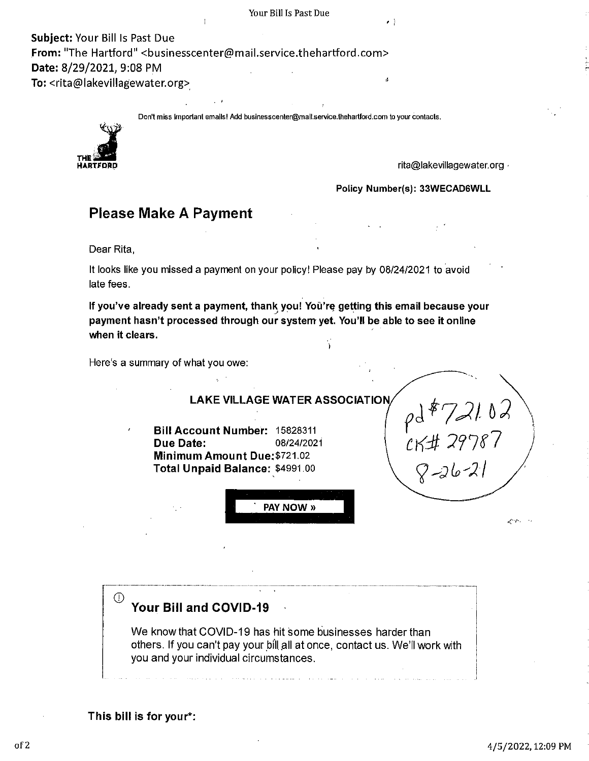**Subject:** Your Bill Is Past Due
**From:** "The Hartford" <businesscenter@mail.service.thehartford.com>
**Date:** 8/29/2021, 9:08 PM
**To:** <rita@lakevillagewater.org>

Don't miss important emails! Add businesscenter@mail.service.thehartford.com to your contacts.

THE HARTFORD

rita@lakevillagewater.org

**Policy Number(s): 33WECAD6WLL**

## Please Make A Payment

Dear Rita,

It looks like you missed a payment on your policy! Please pay by 08/24/2021 to avoid late fees.

**If you've already sent a payment, thank you! You're getting this email because your payment hasn't processed through our system yet. You'll be able to see it online when it clears.**

Here's a summary of what you owe:

**LAKE VILLAGE WATER ASSOCIATION**

**Bill Account Number:** 15828311
**Due Date:** 08/24/2021
**Minimum Amount Due:** $721.02
**Total Unpaid Balance:** $4991.00

pd $721.02
CK# 29787
8-26-21

**PAY NOW »**

### Your Bill and COVID-19

We know that COVID-19 has hit some businesses harder than others. If you can't pay your bill all at once, contact us. We'll work with you and your individual circumstances.

**This bill is for your*:**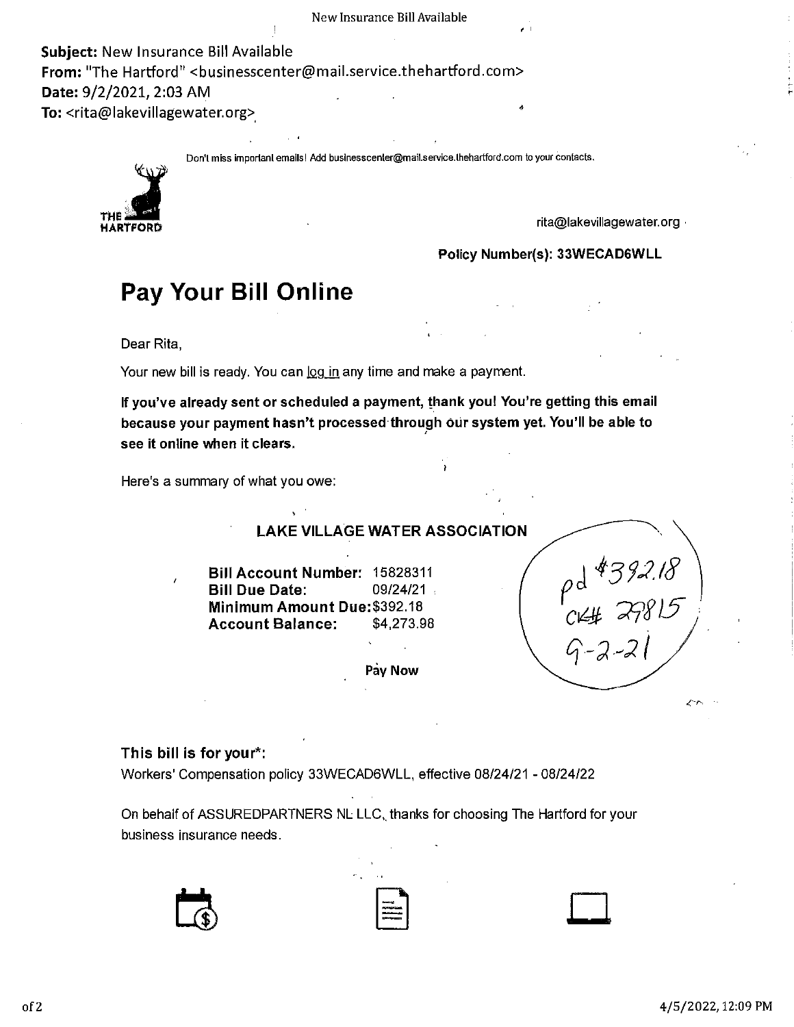**Subject:** New Insurance Bill Available
**From:** "The Hartford" <businesscenter@mail.service.thehartford.com>
**Date:** 9/2/2021, 2:03 AM
**To:** <rita@lakevillagewater.org>

Don't miss important emails! Add businesscenter@mail.service.thehartford.com to your contacts.

THE HARTFORD

rita@lakevillagewater.org

**Policy Number(s): 33WECAD6WLL**

# Pay Your Bill Online

Dear Rita,

Your new bill is ready. You can log in any time and make a payment.

**If you've already sent or scheduled a payment, thank you! You're getting this email because your payment hasn't processed through our system yet. You'll be able to see it online when it clears.**

Here's a summary of what you owe:

**LAKE VILLAGE WATER ASSOCIATION**

| | |
|---|---|
| **Bill Account Number:** | 15828311 |
| **Bill Due Date:** | 09/24/21 |
| **Minimum Amount Due:** | $392.18 |
| **Account Balance:** | $4,273.98 |

**Pay Now**

pd $392.18
CK# 29815
9-2-21

**This bill is for your*:**
Workers' Compensation policy 33WECAD6WLL, effective 08/24/21 - 08/24/22

On behalf of ASSUREDPARTNERS NL LLC, thanks for choosing The Hartford for your business insurance needs.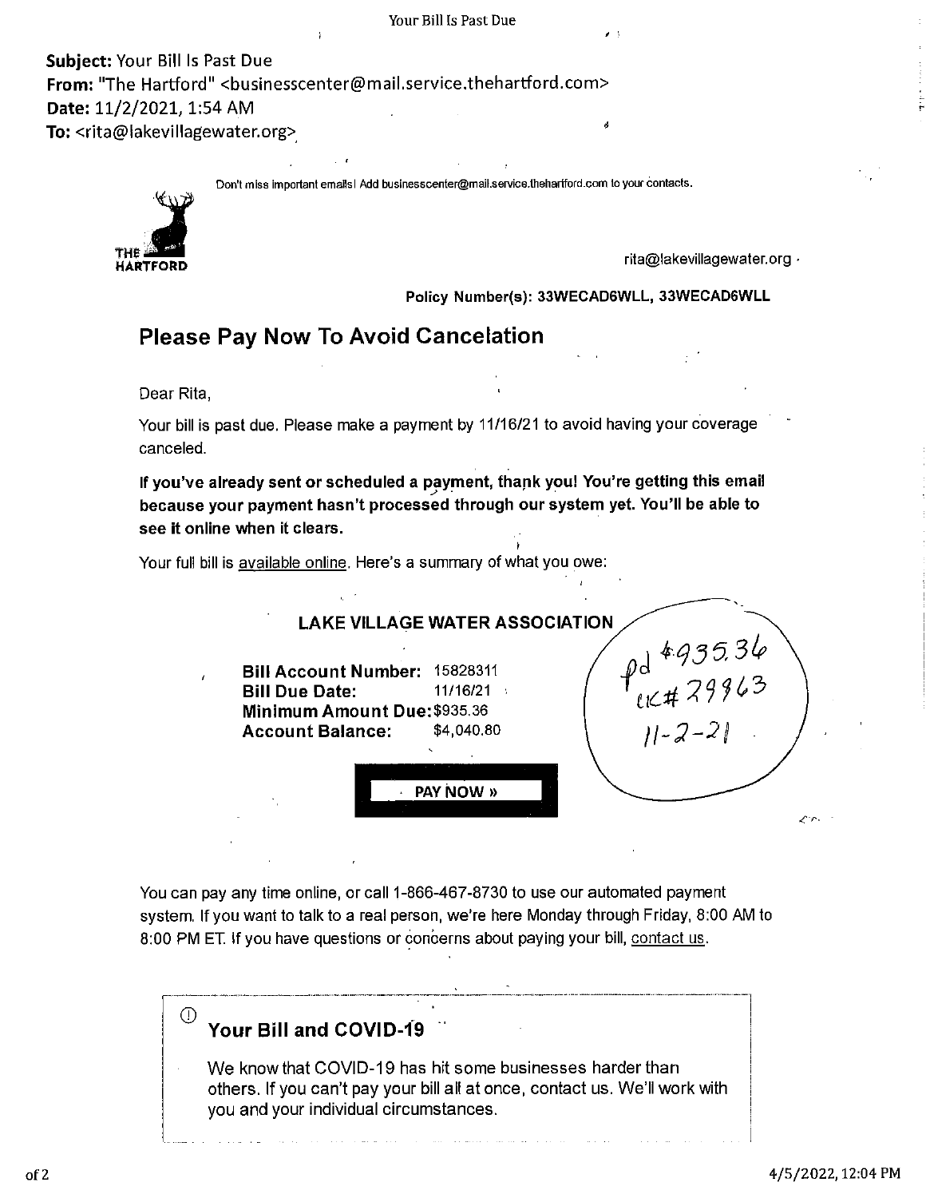**Subject:** Your Bill Is Past Due
**From:** "The Hartford" <businesscenter@mail.service.thehartford.com>
**Date:** 11/2/2021, 1:54 AM
**To:** <rita@lakevillagewater.org>

Don't miss important emails! Add businesscenter@mail.service.thehartford.com to your contacts.

THE HARTFORD

rita@lakevillagewater.org

**Policy Number(s): 33WECAD6WLL, 33WECAD6WLL**

## Please Pay Now To Avoid Cancelation

Dear Rita,

Your bill is past due. Please make a payment by 11/16/21 to avoid having your coverage canceled.

**If you've already sent or scheduled a payment, thank you! You're getting this email because your payment hasn't processed through our system yet. You'll be able to see it online when it clears.**

Your full bill is available online. Here's a summary of what you owe:

**LAKE VILLAGE WATER ASSOCIATION**

**Bill Account Number:** 15828311
**Bill Due Date:** 11/16/21
**Minimum Amount Due:** $935.36
**Account Balance:** $4,040.80

pd $935.36
ck# 29963
11-2-21

**PAY NOW »**

You can pay any time online, or call 1-866-467-8730 to use our automated payment system. If you want to talk to a real person, we're here Monday through Friday, 8:00 AM to 8:00 PM ET. If you have questions or concerns about paying your bill, contact us.

### Your Bill and COVID-19

We know that COVID-19 has hit some businesses harder than others. If you can't pay your bill all at once, contact us. We'll work with you and your individual circumstances.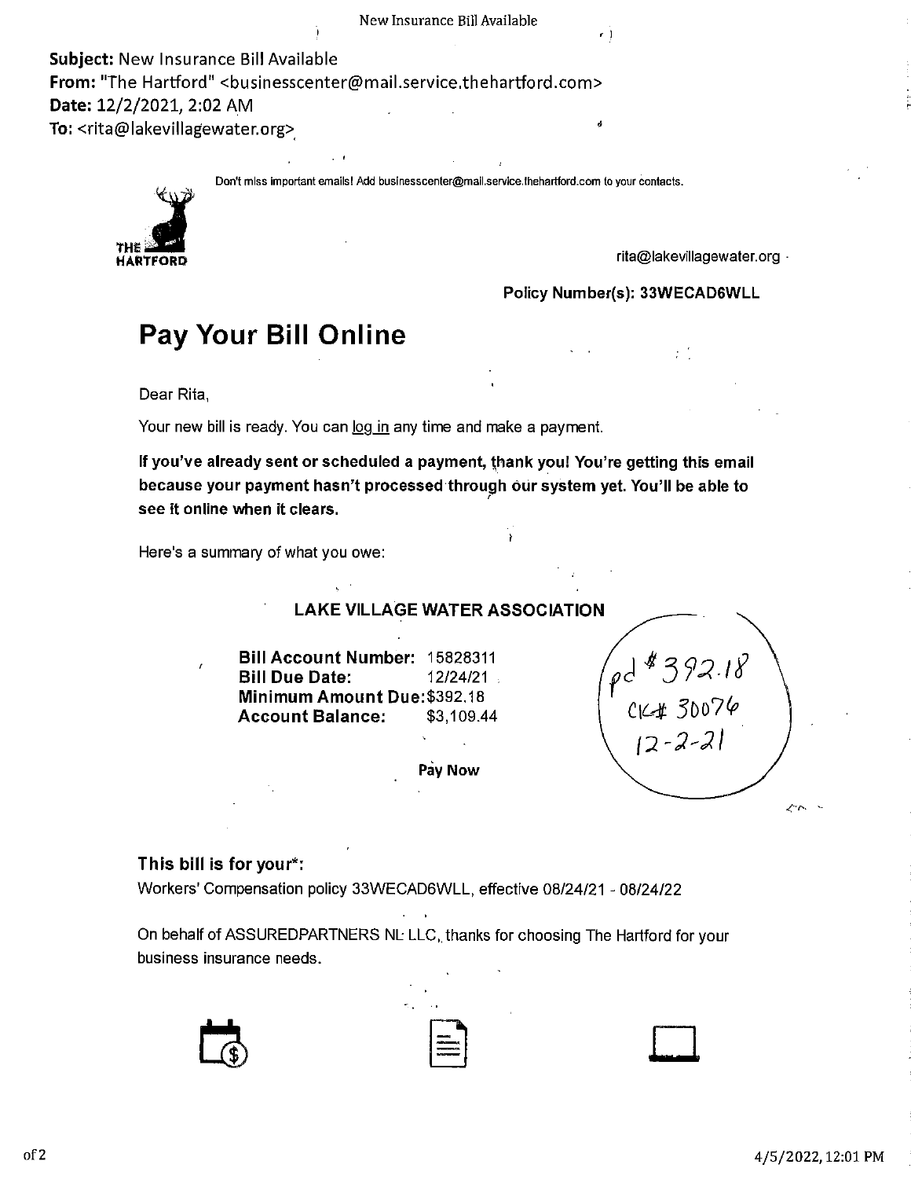**Subject:** New Insurance Bill Available
**From:** "The Hartford" <businesscenter@mail.service.thehartford.com>
**Date:** 12/2/2021, 2:02 AM
**To:** <rita@lakevillagewater.org>

Don't miss important emails! Add businesscenter@mail.service.thehartford.com to your contacts.

THE HARTFORD

rita@lakevillagewater.org

**Policy Number(s): 33WECAD6WLL**

# Pay Your Bill Online

Dear Rita,

Your new bill is ready. You can log in any time and make a payment.

**If you've already sent or scheduled a payment, thank you! You're getting this email because your payment hasn't processed through our system yet. You'll be able to see it online when it clears.**

Here's a summary of what you owe:

**LAKE VILLAGE WATER ASSOCIATION**

| | |
|---|---|
| **Bill Account Number:** | 15828311 |
| **Bill Due Date:** | 12/24/21 |
| **Minimum Amount Due:** | $392.18 |
| **Account Balance:** | $3,109.44 |

Pay Now

pd $392.18
CK# 30076
12-2-21

**This bill is for your*:**
Workers' Compensation policy 33WECAD6WLL, effective 08/24/21 - 08/24/22

On behalf of ASSUREDPARTNERS NL LLC, thanks for choosing The Hartford for your business insurance needs.